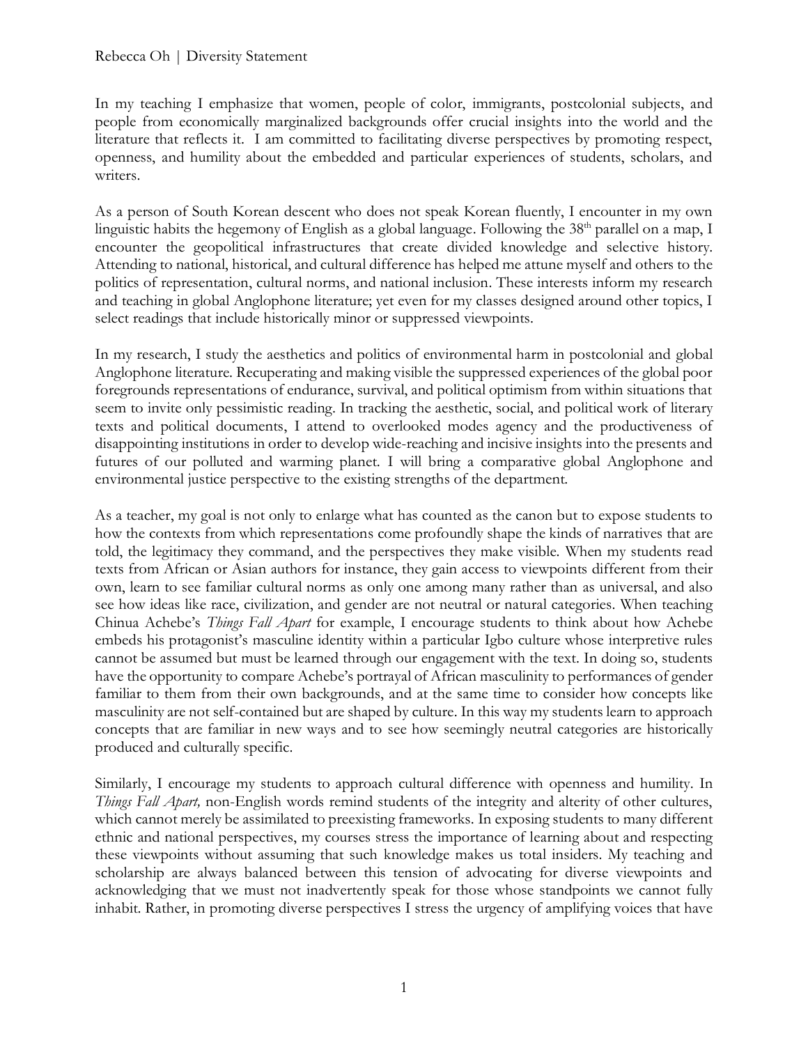Rebecca Oh | Diversity Statement

In my teaching I emphasize that women, people of color, immigrants, postcolonial subjects, and people from economically marginalized backgrounds offer crucial insights into the world and the literature that reflects it. I am committed to facilitating diverse perspectives by promoting respect, openness, and humility about the embedded and particular experiences of students, scholars, and writers.

As a person of South Korean descent who does not speak Korean fluently, I encounter in my own linguistic habits the hegemony of English as a global language. Following the 38th parallel on a map, I encounter the geopolitical infrastructures that create divided knowledge and selective history. Attending to national, historical, and cultural difference has helped me attune myself and others to the politics of representation, cultural norms, and national inclusion. These interests inform my research and teaching in global Anglophone literature; yet even for my classes designed around other topics, I select readings that include historically minor or suppressed viewpoints.

In my research, I study the aesthetics and politics of environmental harm in postcolonial and global Anglophone literature. Recuperating and making visible the suppressed experiences of the global poor foregrounds representations of endurance, survival, and political optimism from within situations that seem to invite only pessimistic reading. In tracking the aesthetic, social, and political work of literary texts and political documents, I attend to overlooked modes agency and the productiveness of disappointing institutions in order to develop wide-reaching and incisive insights into the presents and futures of our polluted and warming planet. I will bring a comparative global Anglophone and environmental justice perspective to the existing strengths of the department.

As a teacher, my goal is not only to enlarge what has counted as the canon but to expose students to how the contexts from which representations come profoundly shape the kinds of narratives that are told, the legitimacy they command, and the perspectives they make visible. When my students read texts from African or Asian authors for instance, they gain access to viewpoints different from their own, learn to see familiar cultural norms as only one among many rather than as universal, and also see how ideas like race, civilization, and gender are not neutral or natural categories. When teaching Chinua Achebe's *Things Fall Apart* for example, I encourage students to think about how Achebe embeds his protagonist's masculine identity within a particular Igbo culture whose interpretive rules cannot be assumed but must be learned through our engagement with the text. In doing so, students have the opportunity to compare Achebe's portrayal of African masculinity to performances of gender familiar to them from their own backgrounds, and at the same time to consider how concepts like masculinity are not self-contained but are shaped by culture. In this way my students learn to approach concepts that are familiar in new ways and to see how seemingly neutral categories are historically produced and culturally specific.

Similarly, I encourage my students to approach cultural difference with openness and humility. In *Things Fall Apart,* non-English words remind students of the integrity and alterity of other cultures, which cannot merely be assimilated to preexisting frameworks. In exposing students to many different ethnic and national perspectives, my courses stress the importance of learning about and respecting these viewpoints without assuming that such knowledge makes us total insiders. My teaching and scholarship are always balanced between this tension of advocating for diverse viewpoints and acknowledging that we must not inadvertently speak for those whose standpoints we cannot fully inhabit. Rather, in promoting diverse perspectives I stress the urgency of amplifying voices that have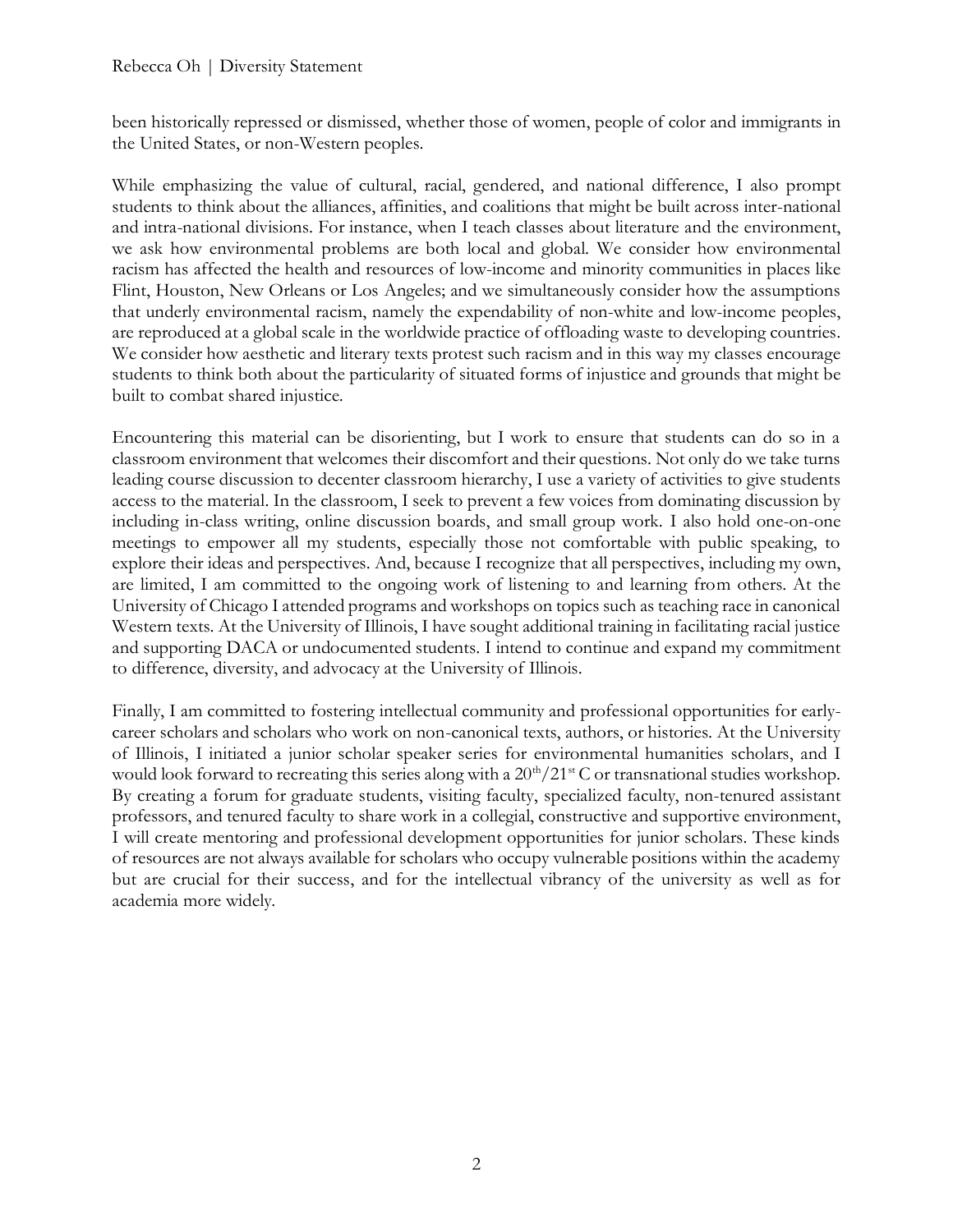been historically repressed or dismissed, whether those of women, people of color and immigrants in the United States, or non-Western peoples.

While emphasizing the value of cultural, racial, gendered, and national difference, I also prompt students to think about the alliances, affinities, and coalitions that might be built across inter-national and intra-national divisions. For instance, when I teach classes about literature and the environment, we ask how environmental problems are both local and global. We consider how environmental racism has affected the health and resources of low-income and minority communities in places like Flint, Houston, New Orleans or Los Angeles; and we simultaneously consider how the assumptions that underly environmental racism, namely the expendability of non-white and low-income peoples, are reproduced at a global scale in the worldwide practice of offloading waste to developing countries. We consider how aesthetic and literary texts protest such racism and in this way my classes encourage students to think both about the particularity of situated forms of injustice and grounds that might be built to combat shared injustice.

Encountering this material can be disorienting, but I work to ensure that students can do so in a classroom environment that welcomes their discomfort and their questions. Not only do we take turns leading course discussion to decenter classroom hierarchy, I use a variety of activities to give students access to the material. In the classroom, I seek to prevent a few voices from dominating discussion by including in-class writing, online discussion boards, and small group work. I also hold one-on-one meetings to empower all my students, especially those not comfortable with public speaking, to explore their ideas and perspectives. And, because I recognize that all perspectives, including my own, are limited, I am committed to the ongoing work of listening to and learning from others. At the University of Chicago I attended programs and workshops on topics such as teaching race in canonical Western texts. At the University of Illinois, I have sought additional training in facilitating racial justice and supporting DACA or undocumented students. I intend to continue and expand my commitment to difference, diversity, and advocacy at the University of Illinois.

Finally, I am committed to fostering intellectual community and professional opportunities for early-career scholars and scholars who work on non-canonical texts, authors, or histories. At the University of Illinois, I initiated a junior scholar speaker series for environmental humanities scholars, and I would look forward to recreating this series along with a 20th/21st C or transnational studies workshop. By creating a forum for graduate students, visiting faculty, specialized faculty, non-tenured assistant professors, and tenured faculty to share work in a collegial, constructive and supportive environment, I will create mentoring and professional development opportunities for junior scholars. These kinds of resources are not always available for scholars who occupy vulnerable positions within the academy but are crucial for their success, and for the intellectual vibrancy of the university as well as for academia more widely.